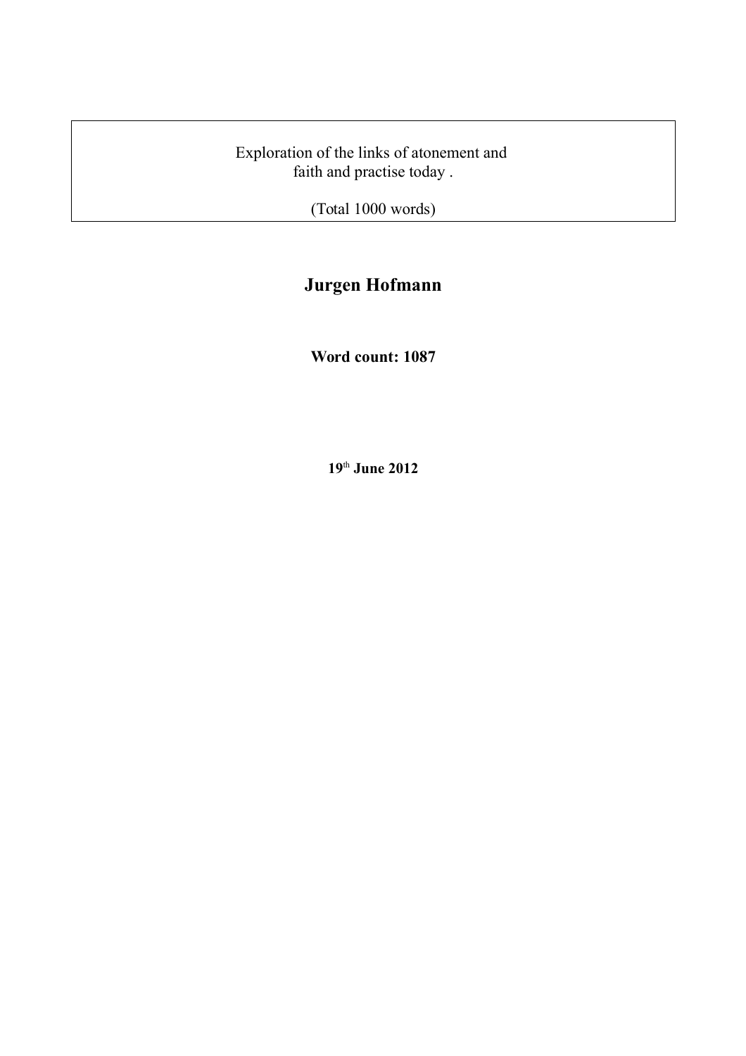Exploration of the links of atonement and
faith and practise today .

(Total 1000 words)

**Jurgen Hofmann**

**Word count: 1087**

**19th June 2012**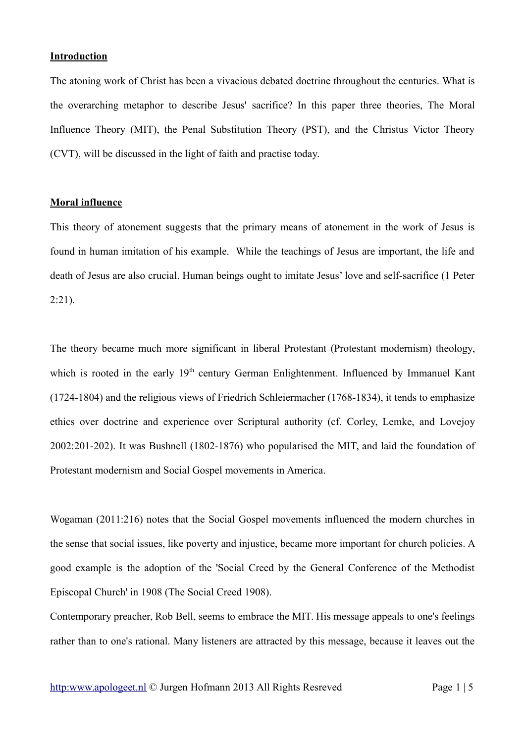**Introduction**

The atoning work of Christ has been a vivacious debated doctrine throughout the centuries. What is the overarching metaphor to describe Jesus' sacrifice? In this paper three theories, The Moral Influence Theory (MIT), the Penal Substitution Theory (PST), and the Christus Victor Theory (CVT), will be discussed in the light of faith and practise today.

**Moral influence**

This theory of atonement suggests that the primary means of atonement in the work of Jesus is found in human imitation of his example. While the teachings of Jesus are important, the life and death of Jesus are also crucial. Human beings ought to imitate Jesus' love and self-sacrifice (1 Peter 2:21).

The theory became much more significant in liberal Protestant (Protestant modernism) theology, which is rooted in the early 19th century German Enlightenment. Influenced by Immanuel Kant (1724-1804) and the religious views of Friedrich Schleiermacher (1768-1834), it tends to emphasize ethics over doctrine and experience over Scriptural authority (cf. Corley, Lemke, and Lovejoy 2002:201-202). It was Bushnell (1802-1876) who popularised the MIT, and laid the foundation of Protestant modernism and Social Gospel movements in America.

Wogaman (2011:216) notes that the Social Gospel movements influenced the modern churches in the sense that social issues, like poverty and injustice, became more important for church policies. A good example is the adoption of the 'Social Creed by the General Conference of the Methodist Episcopal Church' in 1908 (The Social Creed 1908).

Contemporary preacher, Rob Bell, seems to embrace the MIT. His message appeals to one's feelings rather than to one's rational. Many listeners are attracted by this message, because it leaves out the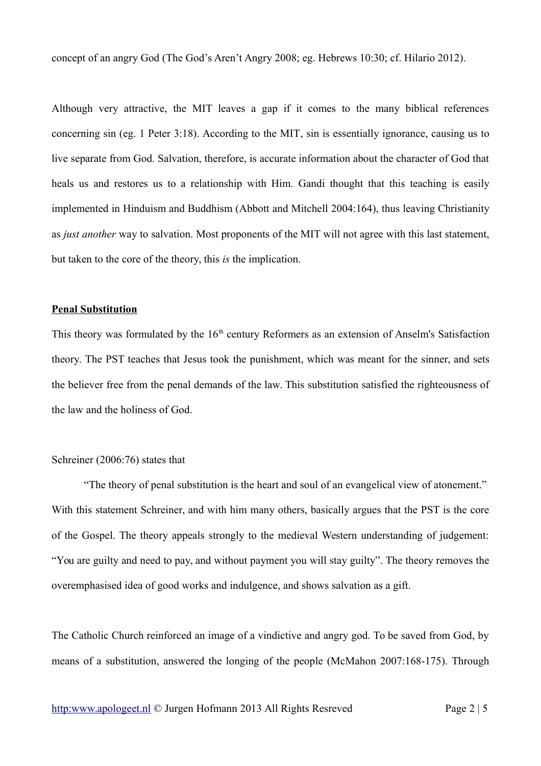concept of an angry God (The God's Aren't Angry 2008; eg. Hebrews 10:30; cf. Hilario 2012).

Although very attractive, the MIT leaves a gap if it comes to the many biblical references concerning sin (eg. 1 Peter 3:18). According to the MIT, sin is essentially ignorance, causing us to live separate from God. Salvation, therefore, is accurate information about the character of God that heals us and restores us to a relationship with Him. Gandi thought that this teaching is easily implemented in Hinduism and Buddhism (Abbott and Mitchell 2004:164), thus leaving Christianity as *just another* way to salvation. Most proponents of the MIT will not agree with this last statement, but taken to the core of the theory, this *is* the implication.

**Penal Substitution**

This theory was formulated by the 16th century Reformers as an extension of Anselm's Satisfaction theory. The PST teaches that Jesus took the punishment, which was meant for the sinner, and sets the believer free from the penal demands of the law. This substitution satisfied the righteousness of the law and the holiness of God.

Schreiner (2006:76) states that

> "The theory of penal substitution is the heart and soul of an evangelical view of atonement."

With this statement Schreiner, and with him many others, basically argues that the PST is the core of the Gospel. The theory appeals strongly to the medieval Western understanding of judgement: "You are guilty and need to pay, and without payment you will stay guilty". The theory removes the overemphasised idea of good works and indulgence, and shows salvation as a gift.

The Catholic Church reinforced an image of a vindictive and angry god. To be saved from God, by means of a substitution, answered the longing of the people (McMahon 2007:168-175). Through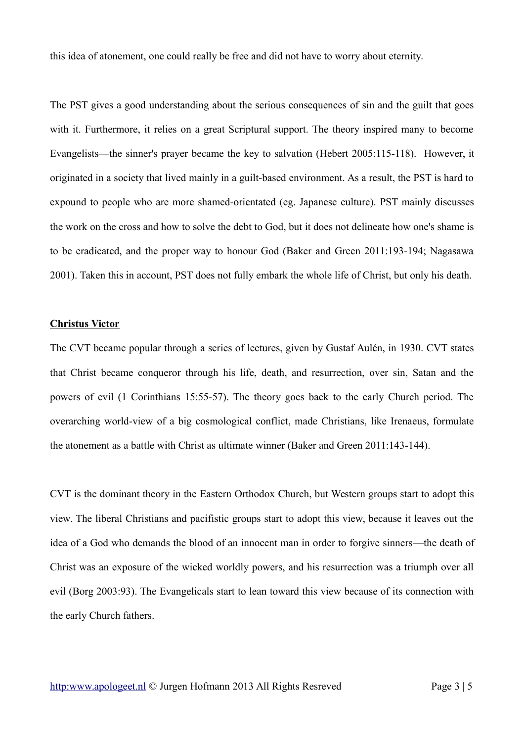this idea of atonement, one could really be free and did not have to worry about eternity.

The PST gives a good understanding about the serious consequences of sin and the guilt that goes with it. Furthermore, it relies on a great Scriptural support. The theory inspired many to become Evangelists—the sinner's prayer became the key to salvation (Hebert 2005:115-118). However, it originated in a society that lived mainly in a guilt-based environment. As a result, the PST is hard to expound to people who are more shamed-orientated (eg. Japanese culture). PST mainly discusses the work on the cross and how to solve the debt to God, but it does not delineate how one's shame is to be eradicated, and the proper way to honour God (Baker and Green 2011:193-194; Nagasawa 2001). Taken this in account, PST does not fully embark the whole life of Christ, but only his death.

## Christus Victor

The CVT became popular through a series of lectures, given by Gustaf Aulén, in 1930. CVT states that Christ became conqueror through his life, death, and resurrection, over sin, Satan and the powers of evil (1 Corinthians 15:55-57). The theory goes back to the early Church period. The overarching world-view of a big cosmological conflict, made Christians, like Irenaeus, formulate the atonement as a battle with Christ as ultimate winner (Baker and Green 2011:143-144).

CVT is the dominant theory in the Eastern Orthodox Church, but Western groups start to adopt this view. The liberal Christians and pacifistic groups start to adopt this view, because it leaves out the idea of a God who demands the blood of an innocent man in order to forgive sinners—the death of Christ was an exposure of the wicked worldly powers, and his resurrection was a triumph over all evil (Borg 2003:93). The Evangelicals start to lean toward this view because of its connection with the early Church fathers.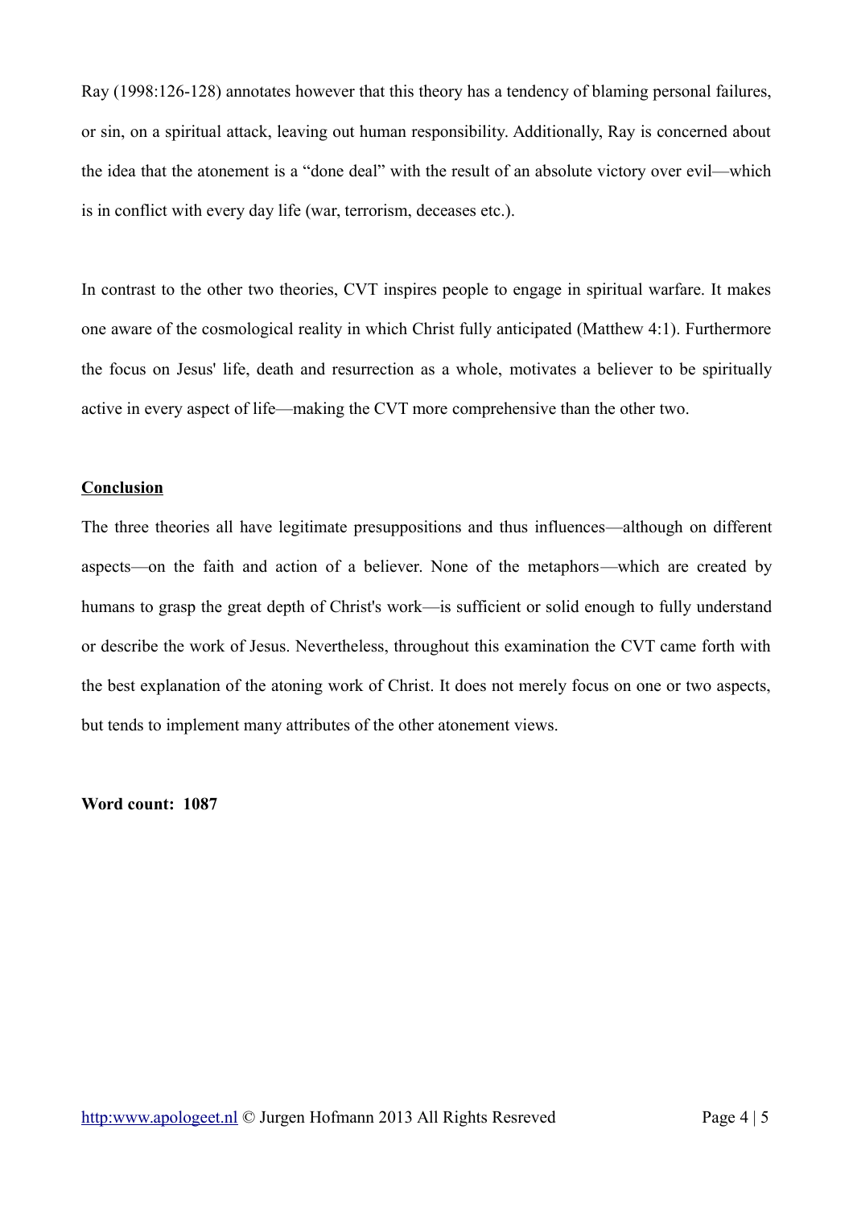Ray (1998:126-128) annotates however that this theory has a tendency of blaming personal failures, or sin, on a spiritual attack, leaving out human responsibility. Additionally, Ray is concerned about the idea that the atonement is a “done deal” with the result of an absolute victory over evil—which is in conflict with every day life (war, terrorism, deceases etc.).

In contrast to the other two theories, CVT inspires people to engage in spiritual warfare. It makes one aware of the cosmological reality in which Christ fully anticipated (Matthew 4:1). Furthermore the focus on Jesus' life, death and resurrection as a whole, motivates a believer to be spiritually active in every aspect of life—making the CVT more comprehensive than the other two.

**Conclusion**

The three theories all have legitimate presuppositions and thus influences—although on different aspects—on the faith and action of a believer. None of the metaphors—which are created by humans to grasp the great depth of Christ's work—is sufficient or solid enough to fully understand or describe the work of Jesus. Nevertheless, throughout this examination the CVT came forth with the best explanation of the atoning work of Christ. It does not merely focus on one or two aspects, but tends to implement many attributes of the other atonement views.

**Word count: 1087**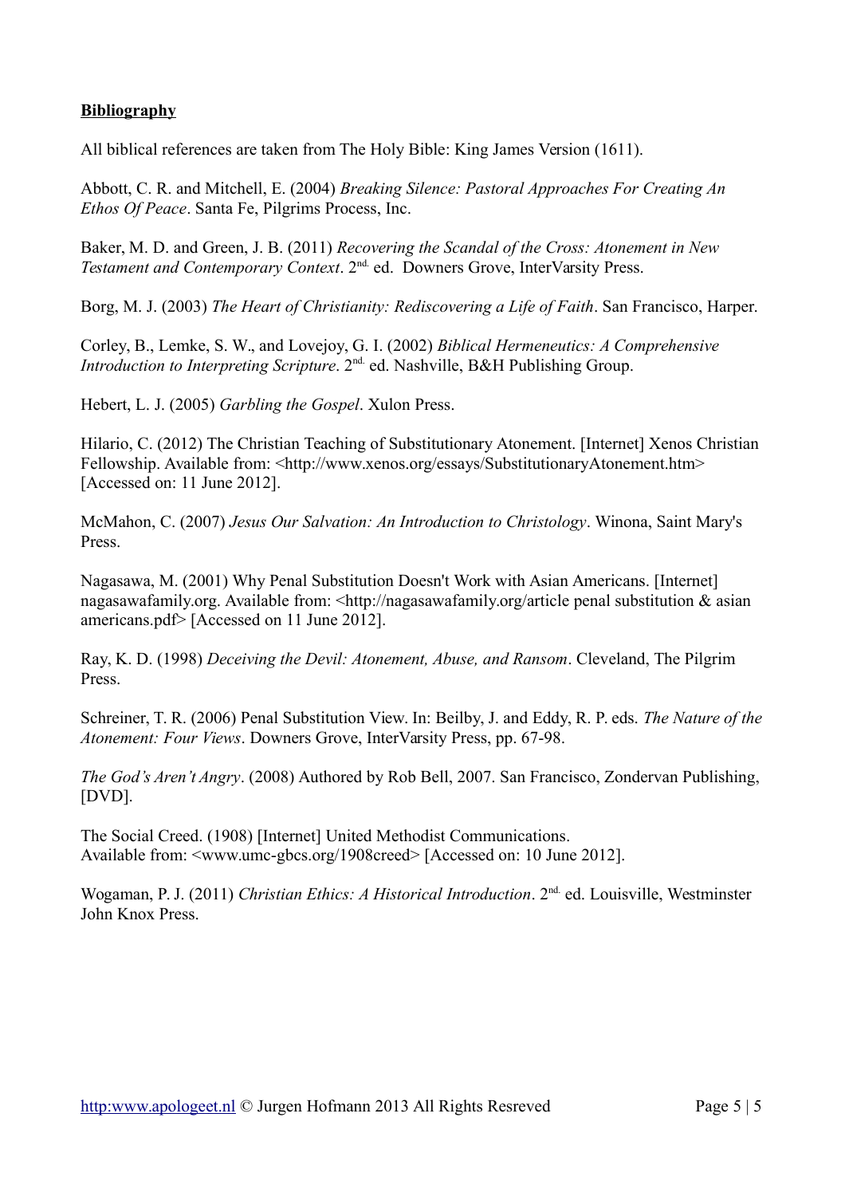**Bibliography**

All biblical references are taken from The Holy Bible: King James Version (1611).

Abbott, C. R. and Mitchell, E. (2004) *Breaking Silence: Pastoral Approaches For Creating An Ethos Of Peace*. Santa Fe, Pilgrims Process, Inc.

Baker, M. D. and Green, J. B. (2011) *Recovering the Scandal of the Cross: Atonement in New Testament and Contemporary Context*. 2nd. ed. Downers Grove, InterVarsity Press.

Borg, M. J. (2003) *The Heart of Christianity: Rediscovering a Life of Faith*. San Francisco, Harper.

Corley, B., Lemke, S. W., and Lovejoy, G. I. (2002) *Biblical Hermeneutics: A Comprehensive Introduction to Interpreting Scripture*. 2nd. ed. Nashville, B&H Publishing Group.

Hebert, L. J. (2005) *Garbling the Gospel*. Xulon Press.

Hilario, C. (2012) The Christian Teaching of Substitutionary Atonement. [Internet] Xenos Christian Fellowship. Available from: <http://www.xenos.org/essays/SubstitutionaryAtonement.htm> [Accessed on: 11 June 2012].

McMahon, C. (2007) *Jesus Our Salvation: An Introduction to Christology*. Winona, Saint Mary's Press.

Nagasawa, M. (2001) Why Penal Substitution Doesn't Work with Asian Americans. [Internet] nagasawafamily.org. Available from: <http://nagasawafamily.org/article penal substitution & asian americans.pdf> [Accessed on 11 June 2012].

Ray, K. D. (1998) *Deceiving the Devil: Atonement, Abuse, and Ransom*. Cleveland, The Pilgrim Press.

Schreiner, T. R. (2006) Penal Substitution View. In: Beilby, J. and Eddy, R. P. eds. *The Nature of the Atonement: Four Views*. Downers Grove, InterVarsity Press, pp. 67-98.

*The God's Aren't Angry*. (2008) Authored by Rob Bell, 2007. San Francisco, Zondervan Publishing, [DVD].

The Social Creed. (1908) [Internet] United Methodist Communications. Available from: <www.umc-gbcs.org/1908creed> [Accessed on: 10 June 2012].

Wogaman, P. J. (2011) *Christian Ethics: A Historical Introduction*. 2nd. ed. Louisville, Westminster John Knox Press.

http:www.apologeet.nl © Jurgen Hofmann 2013 All Rights Resreved